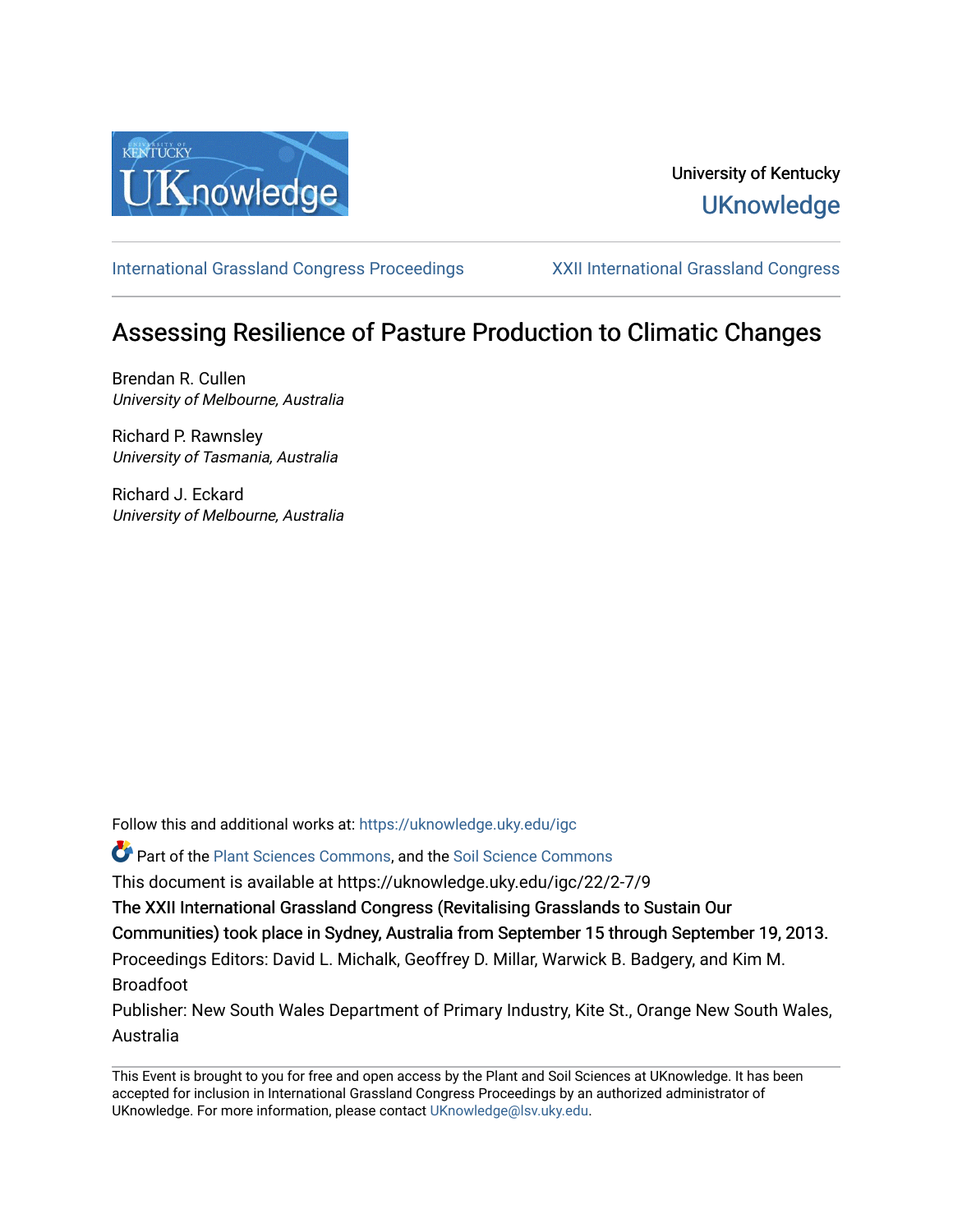University of Kentucky

UKnowledge

International Grassland Congress Proceedings

XXII International Grassland Congress

# Assessing Resilience of Pasture Production to Climatic Changes

Brendan R. Cullen
*University of Melbourne, Australia*

Richard P. Rawnsley
*University of Tasmania, Australia*

Richard J. Eckard
*University of Melbourne, Australia*

Follow this and additional works at: https://uknowledge.uky.edu/igc

Part of the Plant Sciences Commons, and the Soil Science Commons

This document is available at https://uknowledge.uky.edu/igc/22/2-7/9

The XXII International Grassland Congress (Revitalising Grasslands to Sustain Our Communities) took place in Sydney, Australia from September 15 through September 19, 2013.

Proceedings Editors: David L. Michalk, Geoffrey D. Millar, Warwick B. Badgery, and Kim M. Broadfoot

Publisher: New South Wales Department of Primary Industry, Kite St., Orange New South Wales, Australia

This Event is brought to you for free and open access by the Plant and Soil Sciences at UKnowledge. It has been accepted for inclusion in International Grassland Congress Proceedings by an authorized administrator of UKnowledge. For more information, please contact UKnowledge@lsv.uky.edu.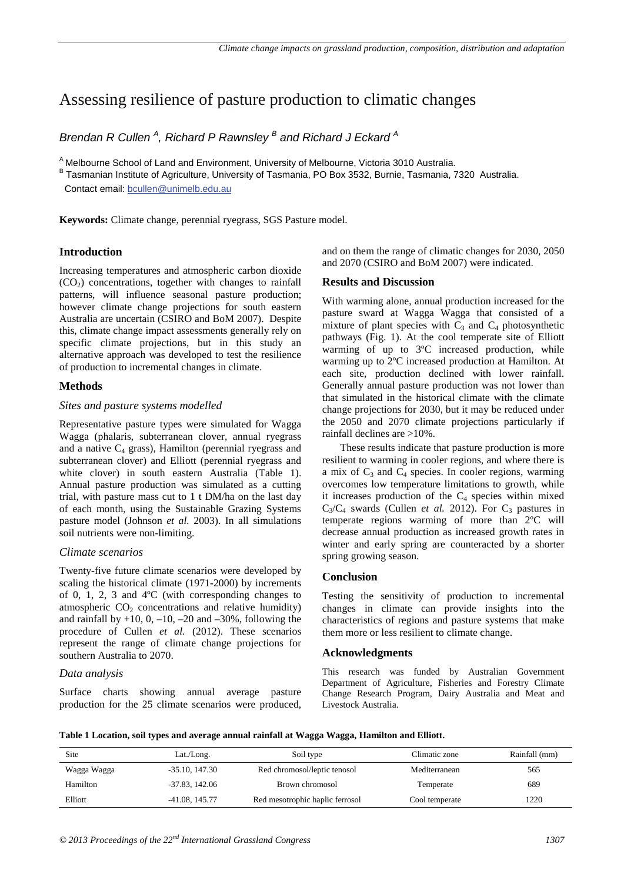# Assessing resilience of pasture production to climatic changes

*Brendan R Cullen [A], Richard P Rawnsley [B] and Richard J Eckard [A]*

[A] Melbourne School of Land and Environment, University of Melbourne, Victoria 3010 Australia.
[B] Tasmanian Institute of Agriculture, University of Tasmania, PO Box 3532, Burnie, Tasmania, 7320 Australia.
Contact email: bcullen@unimelb.edu.au

**Keywords:** Climate change, perennial ryegrass, SGS Pasture model.

## Introduction

Increasing temperatures and atmospheric carbon dioxide ($CO_2$) concentrations, together with changes to rainfall patterns, will influence seasonal pasture production; however climate change projections for south eastern Australia are uncertain (CSIRO and BoM 2007). Despite this, climate change impact assessments generally rely on specific climate projections, but in this study an alternative approach was developed to test the resilience of production to incremental changes in climate.

## Methods

### *Sites and pasture systems modelled*

Representative pasture types were simulated for Wagga Wagga (phalaris, subterranean clover, annual ryegrass and a native $C_4$ grass), Hamilton (perennial ryegrass and subterranean clover) and Elliott (perennial ryegrass and white clover) in south eastern Australia (Table 1). Annual pasture production was simulated as a cutting trial, with pasture mass cut to 1 t DM/ha on the last day of each month, using the Sustainable Grazing Systems pasture model (Johnson *et al.* 2003). In all simulations soil nutrients were non-limiting.

### *Climate scenarios*

Twenty-five future climate scenarios were developed by scaling the historical climate (1971-2000) by increments of 0, 1, 2, 3 and 4ºC (with corresponding changes to atmospheric $CO_2$ concentrations and relative humidity) and rainfall by +10, 0, –10, –20 and –30%, following the procedure of Cullen *et al.* (2012). These scenarios represent the range of climate change projections for southern Australia to 2070.

### *Data analysis*

Surface charts showing annual average pasture production for the 25 climate scenarios were produced, and on them the range of climatic changes for 2030, 2050 and 2070 (CSIRO and BoM 2007) were indicated.

## Results and Discussion

With warming alone, annual production increased for the pasture sward at Wagga Wagga that consisted of a mixture of plant species with $C_3$ and $C_4$ photosynthetic pathways (Fig. 1). At the cool temperate site of Elliott warming of up to 3ºC increased production, while warming up to 2ºC increased production at Hamilton. At each site, production declined with lower rainfall. Generally annual pasture production was not lower than that simulated in the historical climate with the climate change projections for 2030, but it may be reduced under the 2050 and 2070 climate projections particularly if rainfall declines are >10%.

These results indicate that pasture production is more resilient to warming in cooler regions, and where there is a mix of $C_3$ and $C_4$ species. In cooler regions, warming overcomes low temperature limitations to growth, while it increases production of the $C_4$ species within mixed $C_3$/$C_4$ swards (Cullen *et al.* 2012). For $C_3$ pastures in temperate regions warming of more than 2ºC will decrease annual production as increased growth rates in winter and early spring are counteracted by a shorter spring growing season.

## Conclusion

Testing the sensitivity of production to incremental changes in climate can provide insights into the characteristics of regions and pasture systems that make them more or less resilient to climate change.

## Acknowledgments

This research was funded by Australian Government Department of Agriculture, Fisheries and Forestry Climate Change Research Program, Dairy Australia and Meat and Livestock Australia.

**Table 1 Location, soil types and average annual rainfall at Wagga Wagga, Hamilton and Elliott.**

| Site | Lat./Long. | Soil type | Climatic zone | Rainfall (mm) |
|---|---|---|---|---|
| Wagga Wagga | -35.10, 147.30 | Red chromosol/leptic tenosol | Mediterranean | 565 |
| Hamilton | -37.83, 142.06 | Brown chromosol | Temperate | 689 |
| Elliott | -41.08, 145.77 | Red mesotrophic haplic ferrosol | Cool temperate | 1220 |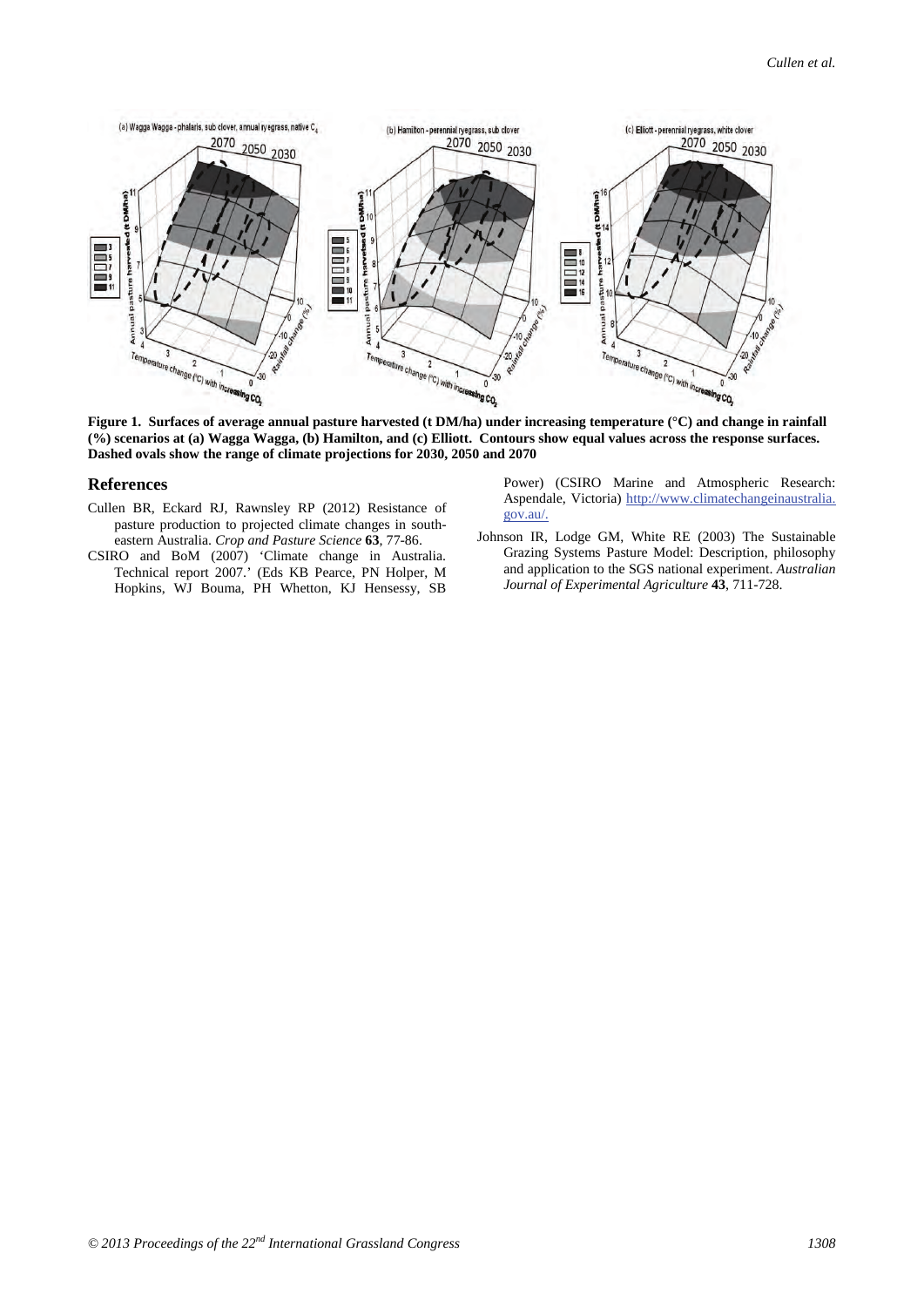(a) Wagga Wagga - phalaris, sub clover, annual ryegrass, native $C_4$

2070 2050 2030

Annual pasture harvested (t DM/ha)

3
5
7
9
11

Temperature change (°C) with increasing $CO_2$

Rainfall change (%)

(b) Hamilton - perennial ryegrass, sub clover

2070 2050 2030

Annual pasture harvested (t DM/ha)

5
6
7
8
9
10
11

Temperature change (°C) with increasing $CO_2$

Rainfall change (%)

(c) Elliott - perennial ryegrass, white clover

2070 2050 2030

Annual pasture harvested (t DM/ha)

8
10
12
14
16

Temperature change (°C) with increasing $CO_2$

Rainfall change (%)

**Figure 1. Surfaces of average annual pasture harvested (t DM/ha) under increasing temperature (°C) and change in rainfall (%) scenarios at (a) Wagga Wagga, (b) Hamilton, and (c) Elliott. Contours show equal values across the response surfaces. Dashed ovals show the range of climate projections for 2030, 2050 and 2070**

## References

Cullen BR, Eckard RJ, Rawnsley RP (2012) Resistance of pasture production to projected climate changes in south-eastern Australia. *Crop and Pasture Science* **63**, 77-86.

CSIRO and BoM (2007) 'Climate change in Australia. Technical report 2007.' (Eds KB Pearce, PN Holper, M Hopkins, WJ Bouma, PH Whetton, KJ Hensessy, SB Power) (CSIRO Marine and Atmospheric Research: Aspendale, Victoria) http://www.climatechangeinaustralia.gov.au/.

Johnson IR, Lodge GM, White RE (2003) The Sustainable Grazing Systems Pasture Model: Description, philosophy and application to the SGS national experiment. *Australian Journal of Experimental Agriculture* **43**, 711-728.